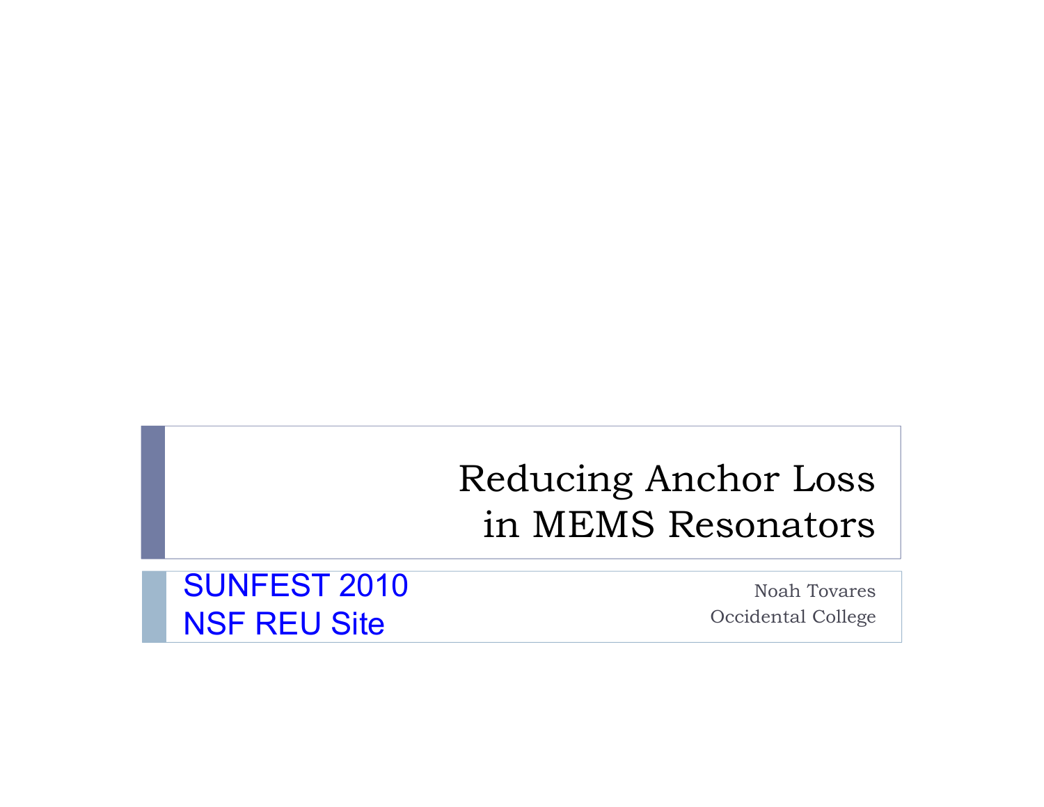# Reducing Anchor Loss in MEMS Resonators

SUNFEST 2010
NSF REU Site

Noah Tovares
Occidental College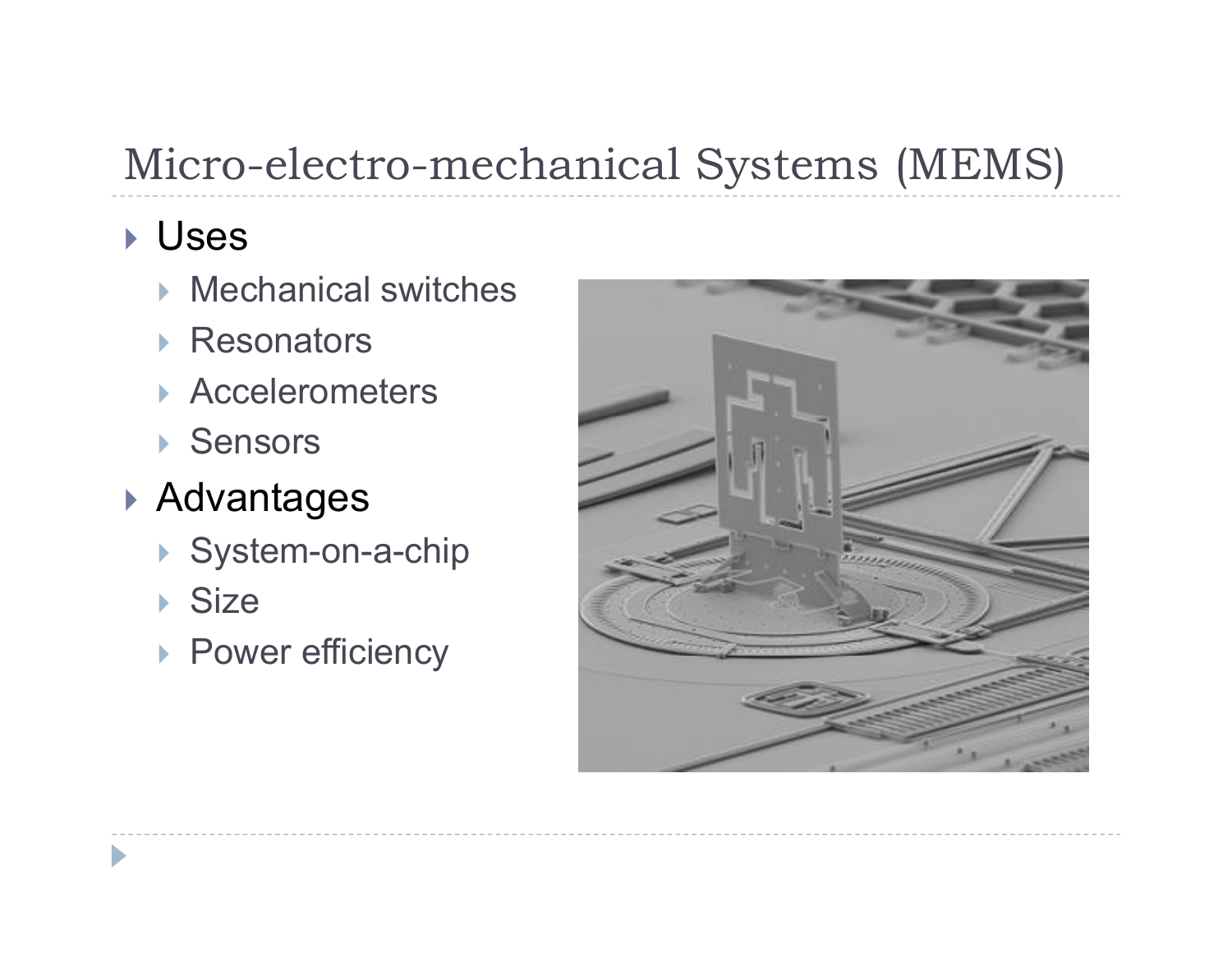# Micro-electro-mechanical Systems (MEMS)

- Uses
  - Mechanical switches
  - Resonators
  - Accelerometers
  - Sensors
- Advantages
  - System-on-a-chip
  - Size
  - Power efficiency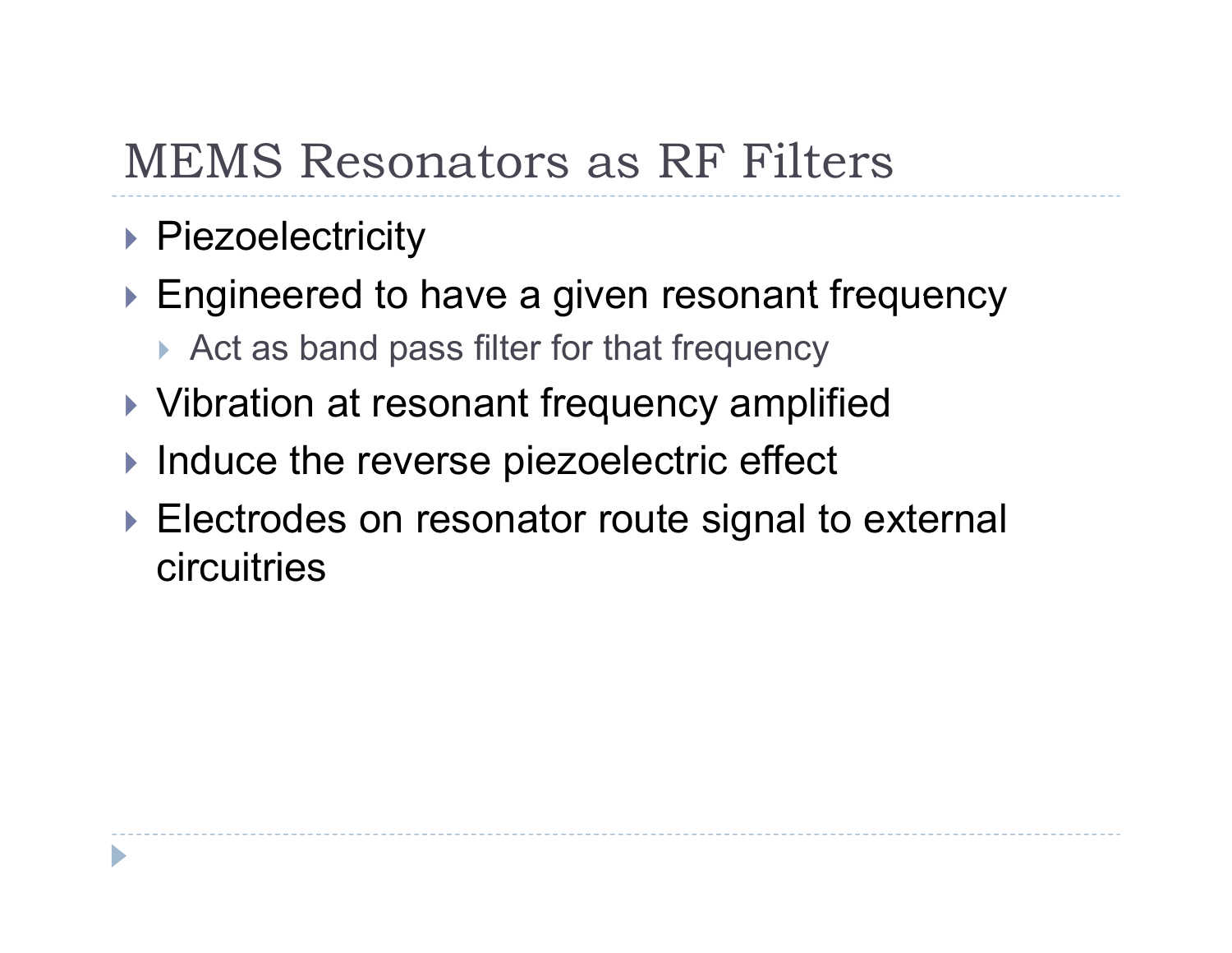# MEMS Resonators as RF Filters

- Piezoelectricity
- Engineered to have a given resonant frequency
  - Act as band pass filter for that frequency
- Vibration at resonant frequency amplified
- Induce the reverse piezoelectric effect
- Electrodes on resonator route signal to external circuitries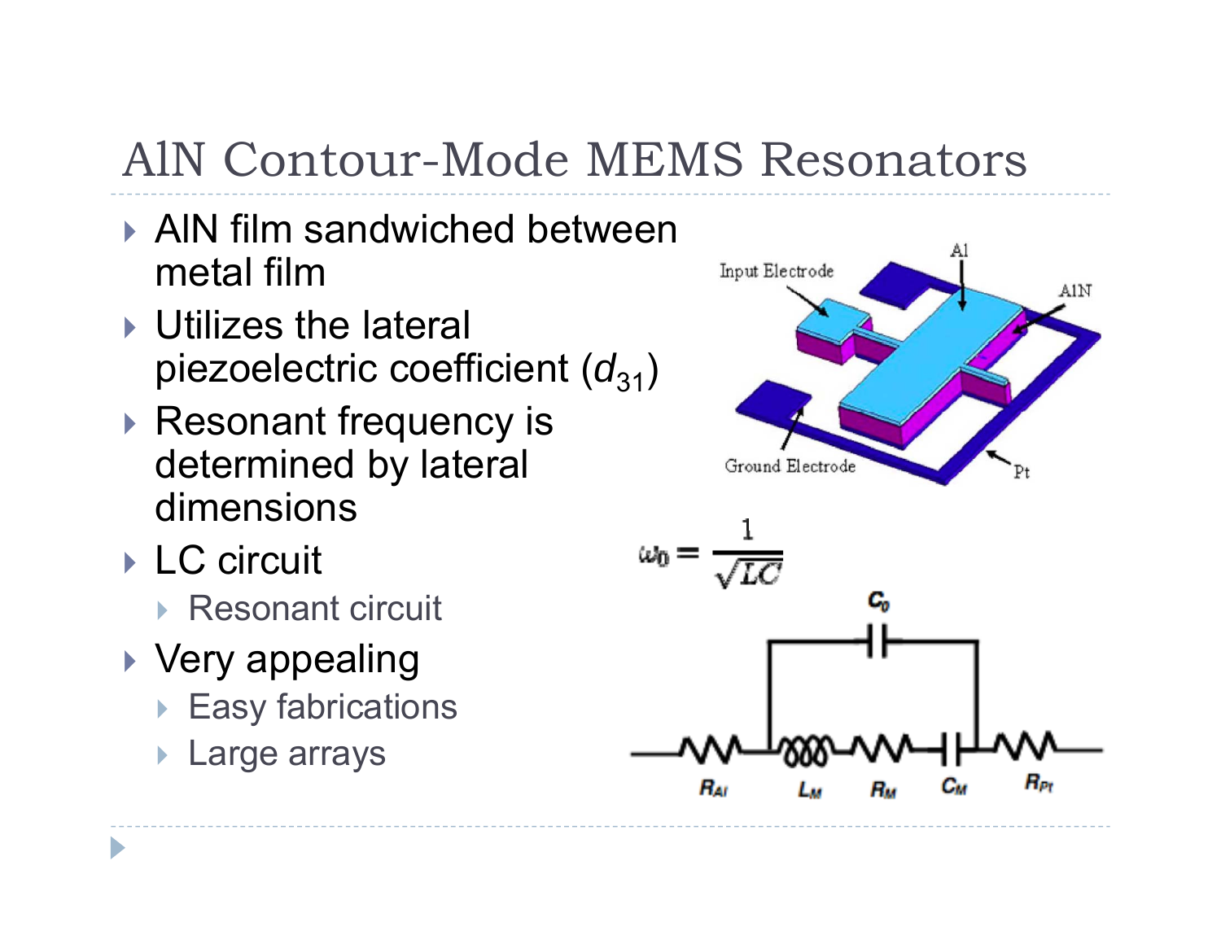# AlN Contour-Mode MEMS Resonators

- AlN film sandwiched between metal film
- Utilizes the lateral piezoelectric coefficient ($d_{31}$)
- Resonant frequency is determined by lateral dimensions
- LC circuit
  - Resonant circuit
- Very appealing
  - Easy fabrications
  - Large arrays

$$\omega_0 = \frac{1}{\sqrt{LC}}$$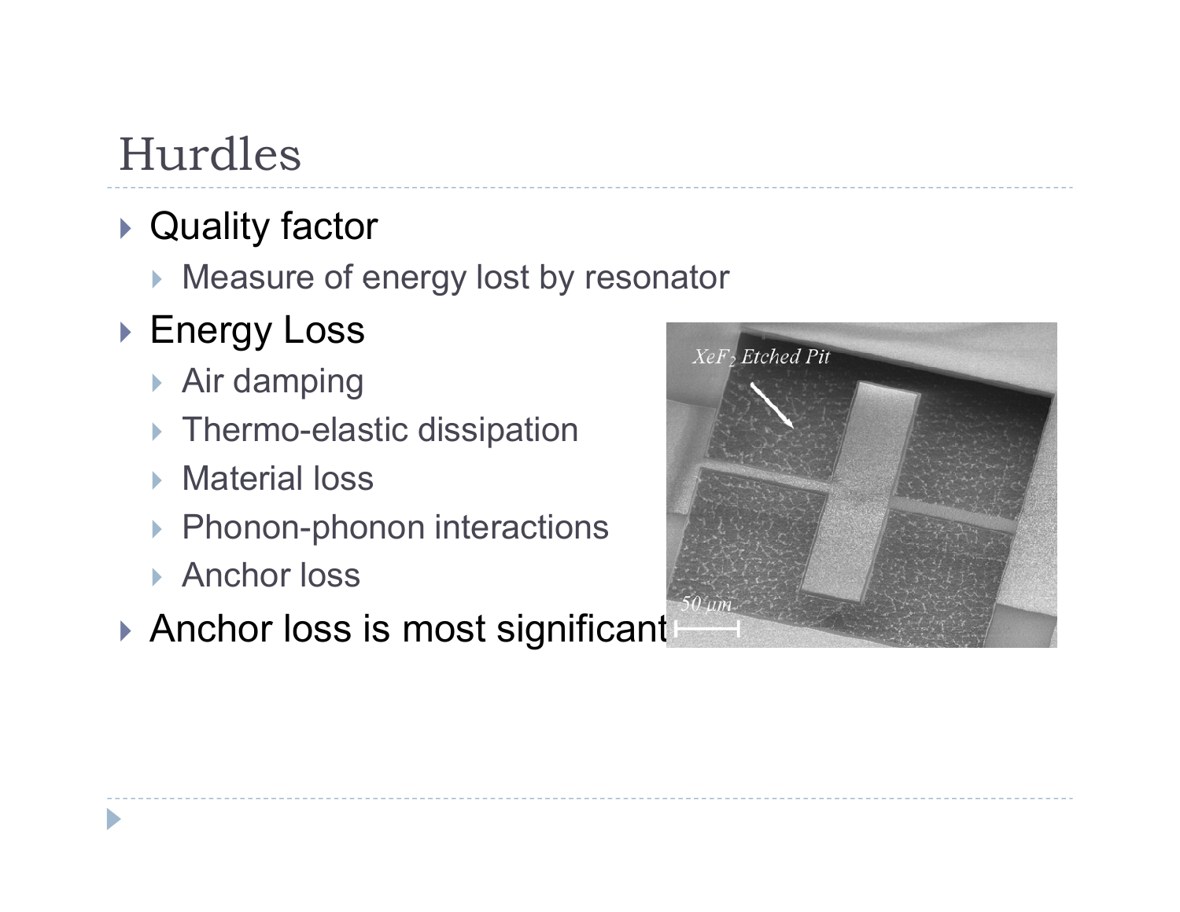# Hurdles

- Quality factor
  - Measure of energy lost by resonator
- Energy Loss
  - Air damping
  - Thermo-elastic dissipation
  - Material loss
  - Phonon-phonon interactions
  - Anchor loss
- Anchor loss is most significant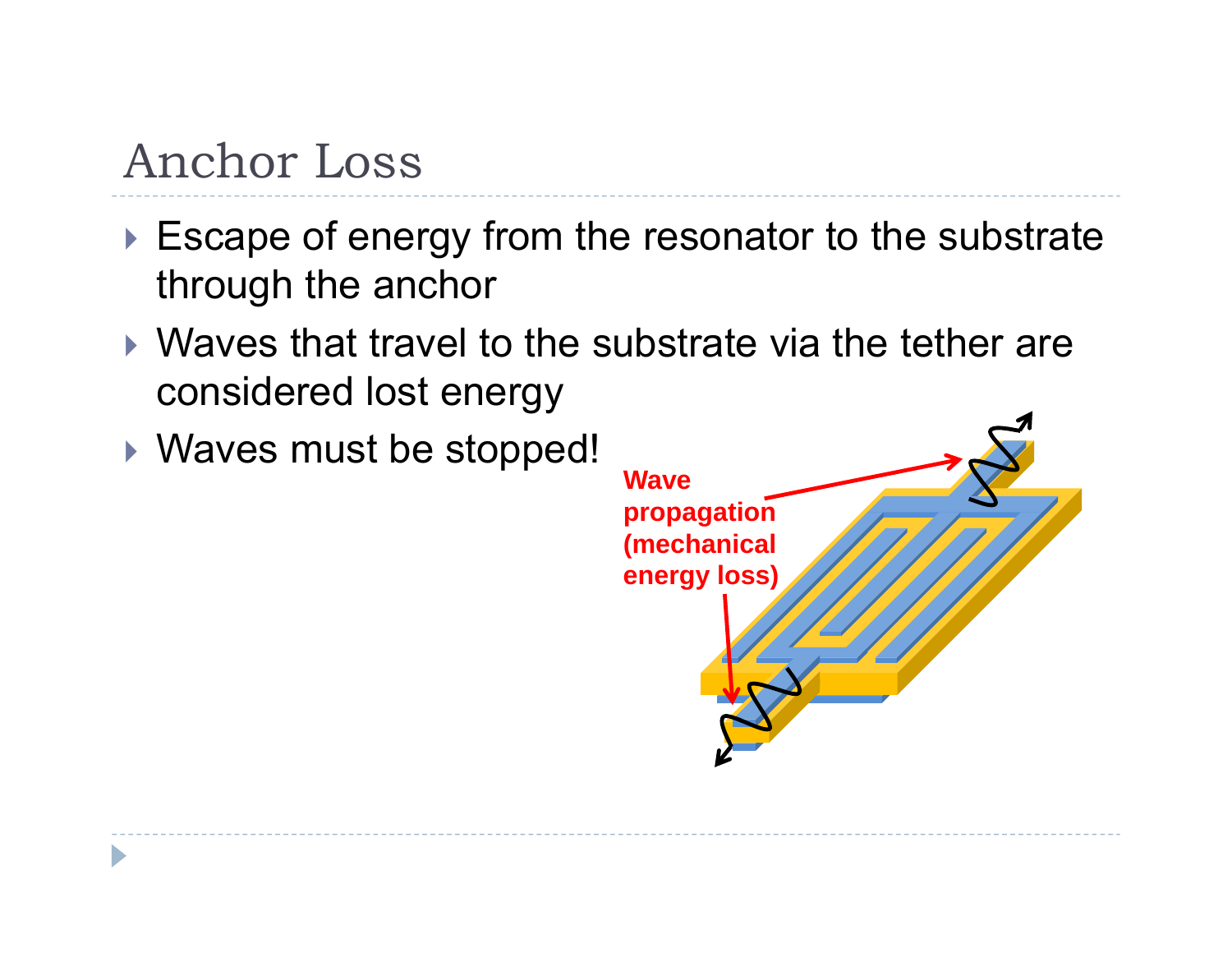# Anchor Loss

- Escape of energy from the resonator to the substrate through the anchor
- Waves that travel to the substrate via the tether are considered lost energy
- Waves must be stopped!

Wave propagation (mechanical energy loss)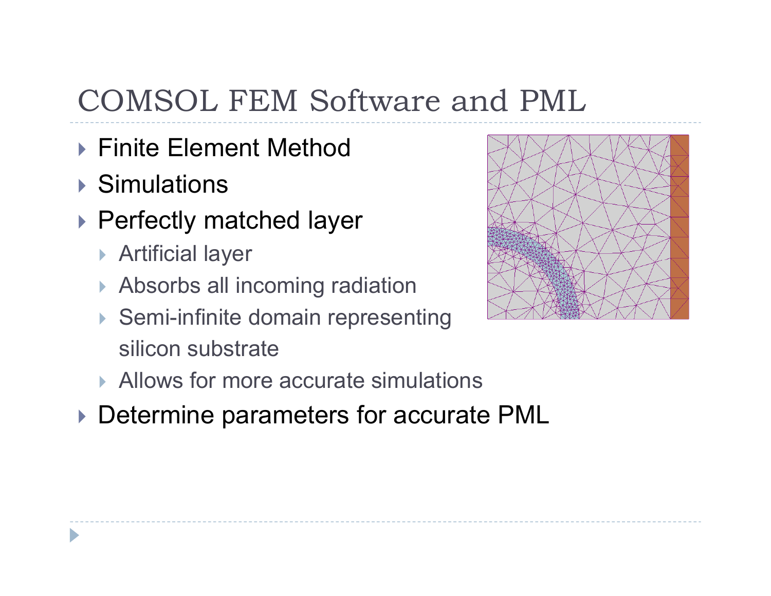# COMSOL FEM Software and PML

- Finite Element Method
- Simulations
- Perfectly matched layer
  - Artificial layer
  - Absorbs all incoming radiation
  - Semi-infinite domain representing silicon substrate
  - Allows for more accurate simulations
- Determine parameters for accurate PML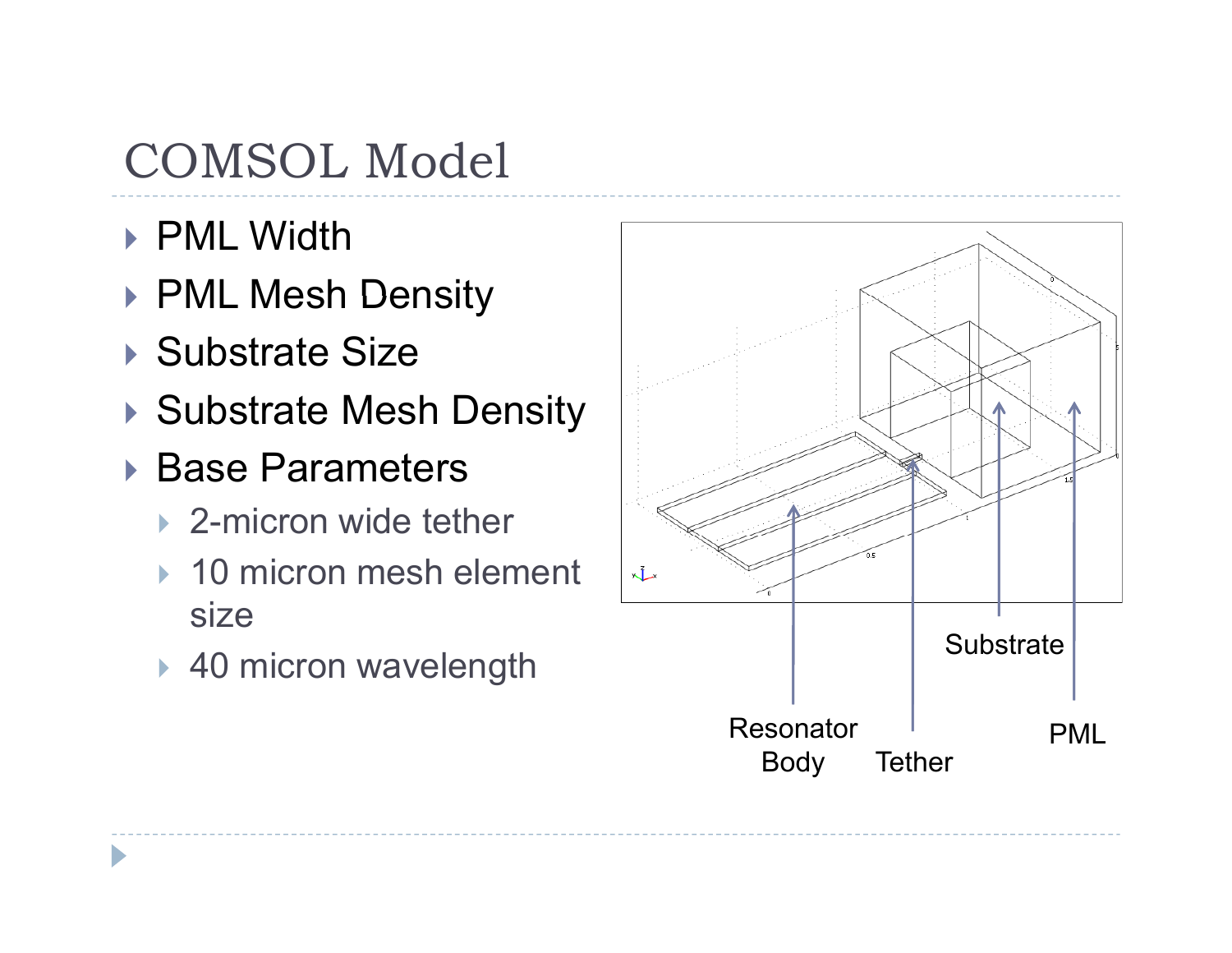# COMSOL Model

- PML Width
- PML Mesh Density
- Substrate Size
- Substrate Mesh Density
- Base Parameters
  - 2-micron wide tether
  - 10 micron mesh element size
  - 40 micron wavelength

Resonator Body | Tether | Substrate | PML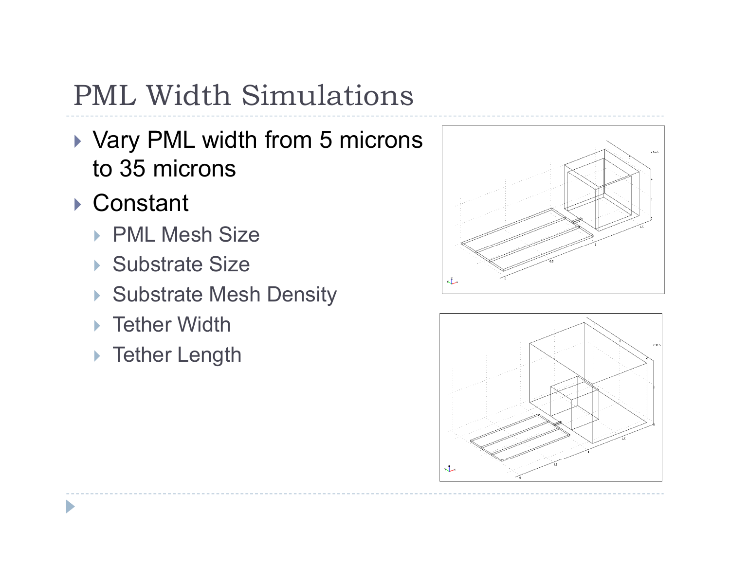# PML Width Simulations

- Vary PML width from 5 microns to 35 microns
- Constant
  - PML Mesh Size
  - Substrate Size
  - Substrate Mesh Density
  - Tether Width
  - Tether Length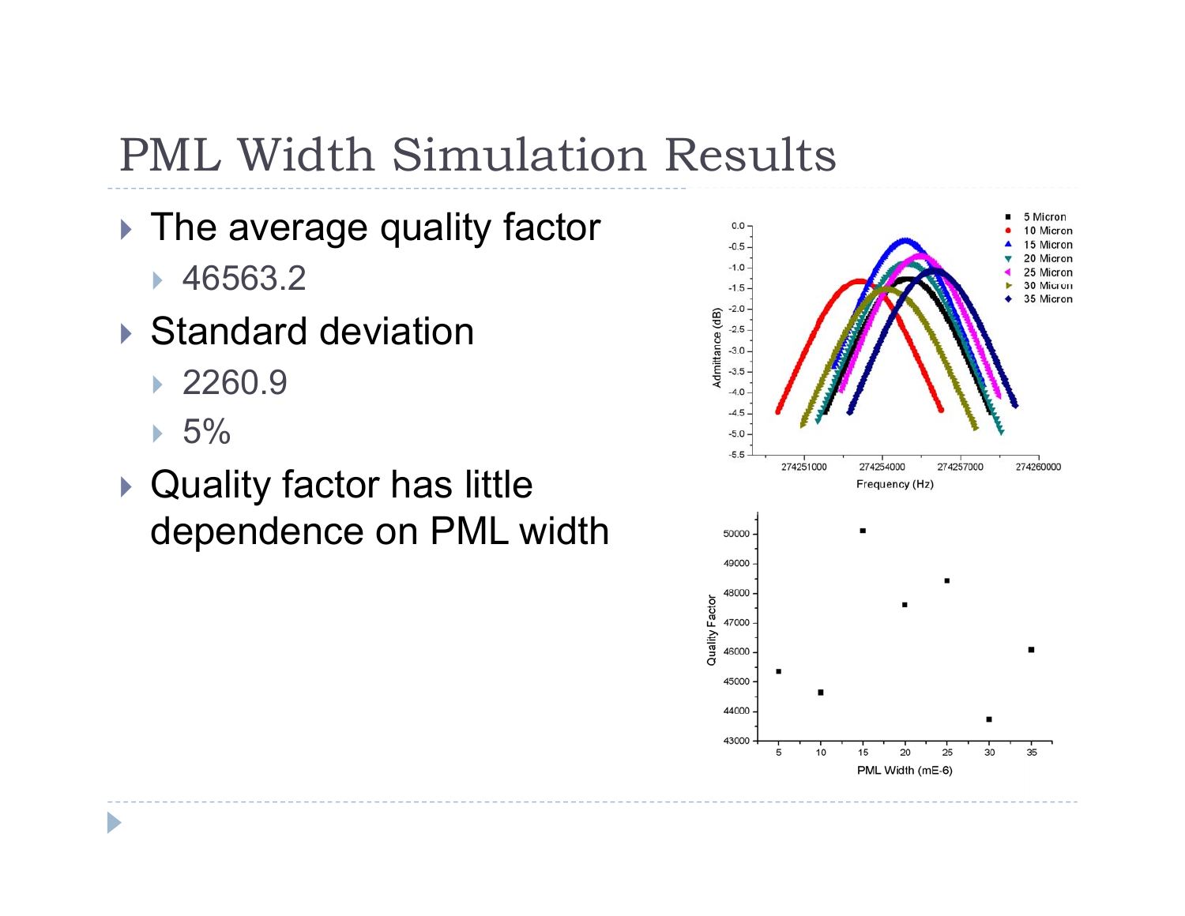# PML Width Simulation Results

- The average quality factor
  - 46563.2
- Standard deviation
  - 2260.9
  - 5%
- Quality factor has little dependence on PML width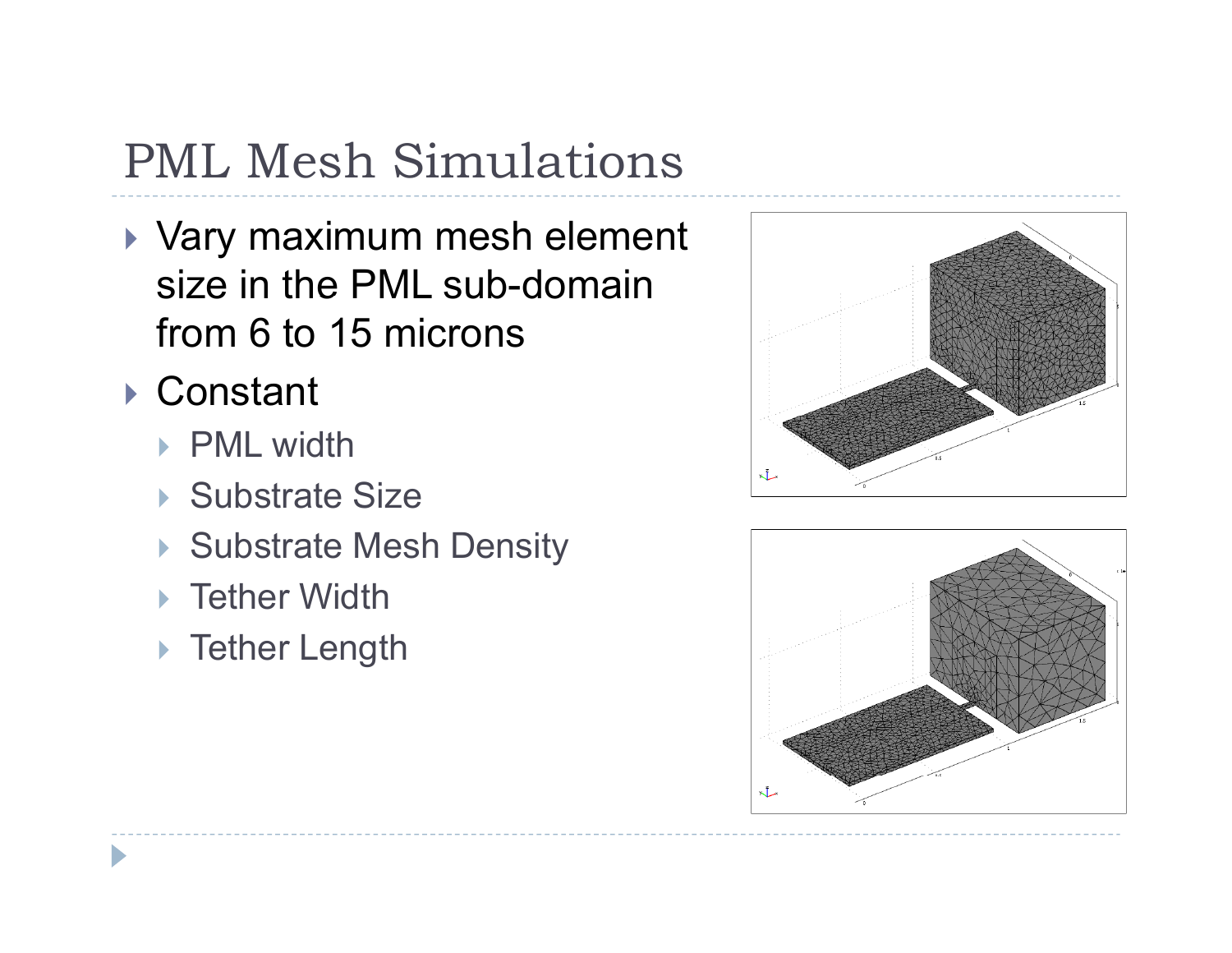# PML Mesh Simulations

- Vary maximum mesh element size in the PML sub-domain from 6 to 15 microns
- Constant
  - PML width
  - Substrate Size
  - Substrate Mesh Density
  - Tether Width
  - Tether Length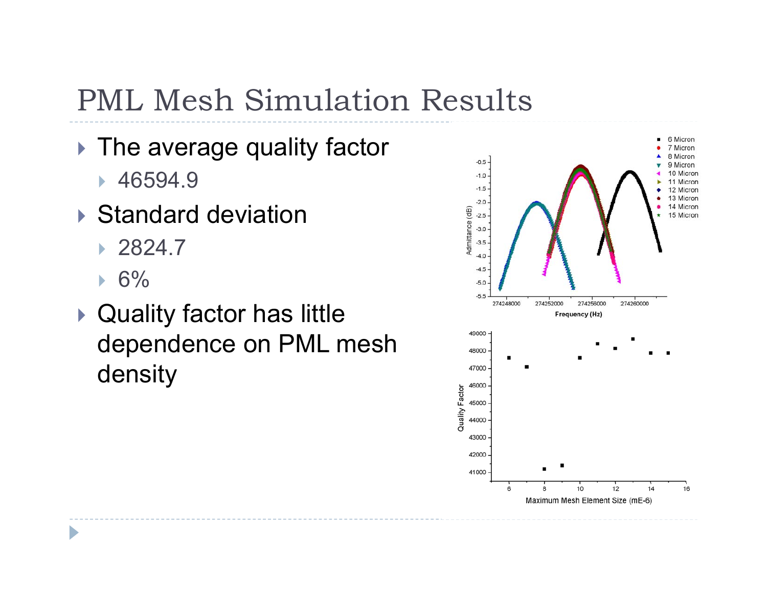# PML Mesh Simulation Results

- The average quality factor
  - 46594.9
- Standard deviation
  - 2824.7
  - 6%
- Quality factor has little dependence on PML mesh density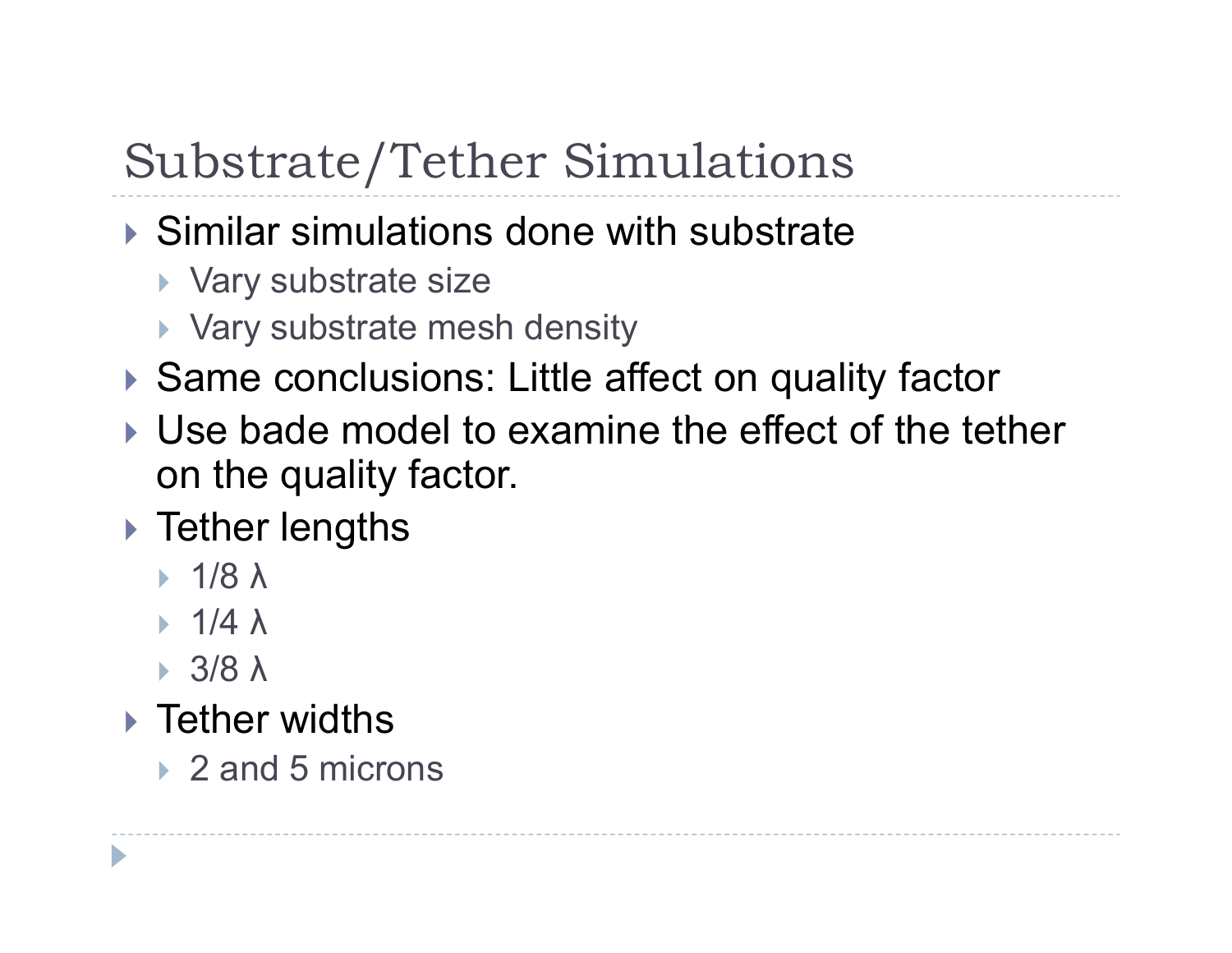# Substrate/Tether Simulations

- Similar simulations done with substrate
  - Vary substrate size
  - Vary substrate mesh density
- Same conclusions: Little affect on quality factor
- Use bade model to examine the effect of the tether on the quality factor.
- Tether lengths
  - 1/8 λ
  - 1/4 λ
  - 3/8 λ
- Tether widths
  - 2 and 5 microns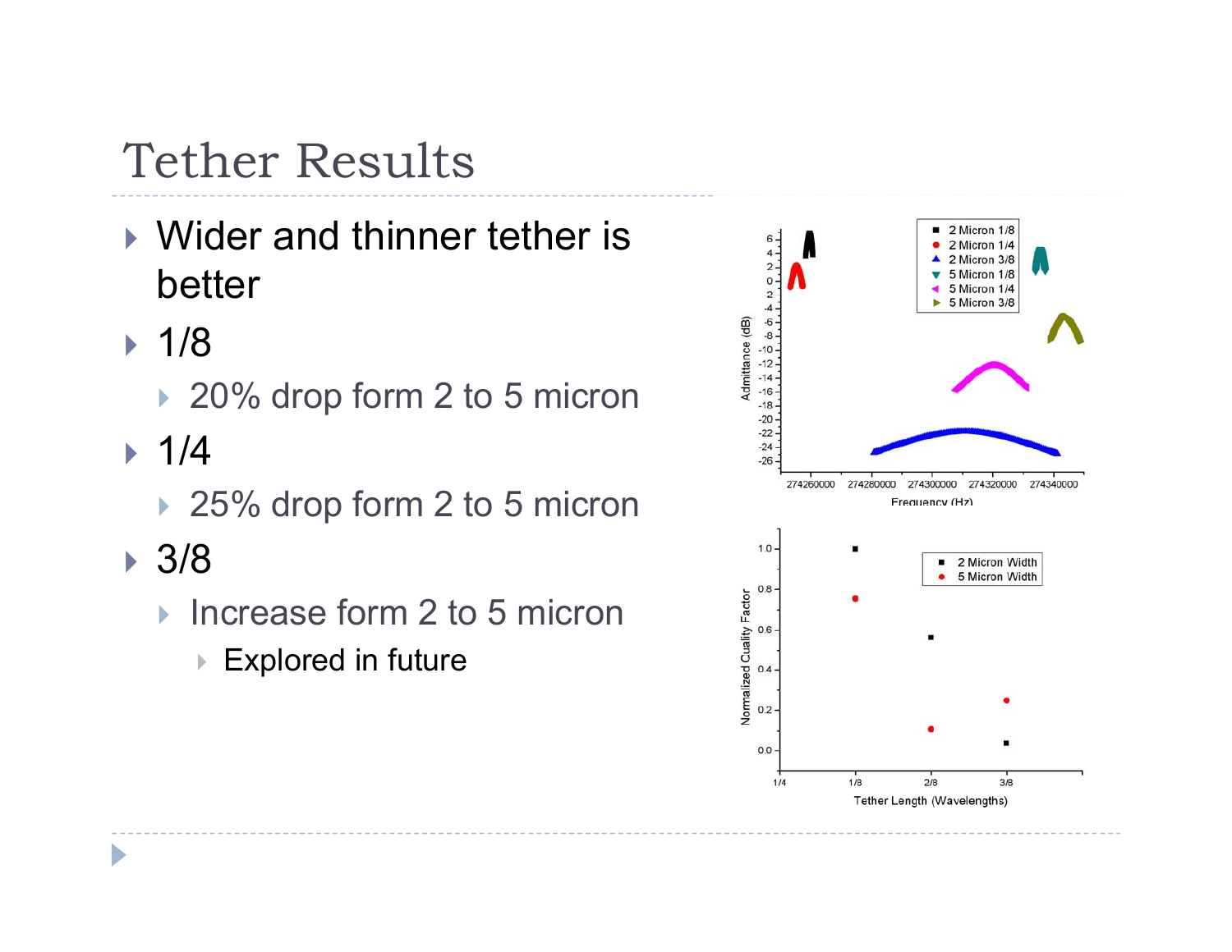# Tether Results

- Wider and thinner tether is better
- 1/8
  - 20% drop form 2 to 5 micron
- 1/4
  - 25% drop form 2 to 5 micron
- 3/8
  - Increase form 2 to 5 micron
    - Explored in future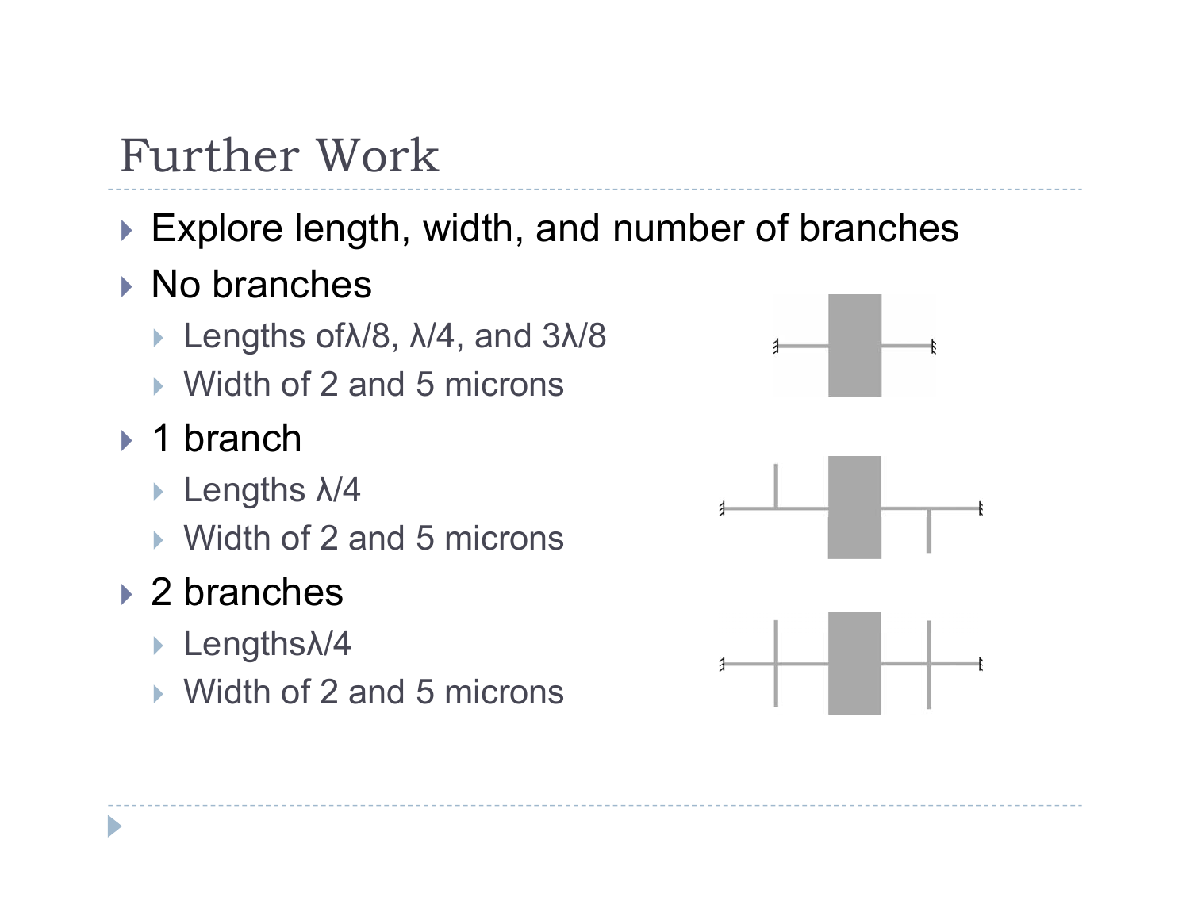# Further Work

- Explore length, width, and number of branches
- No branches
  - Lengths of $\lambda/8$, $\lambda/4$, and $3\lambda/8$
  - Width of 2 and 5 microns
- 1 branch
  - Lengths $\lambda/4$
  - Width of 2 and 5 microns
- 2 branches
  - Lengths $\lambda/4$
  - Width of 2 and 5 microns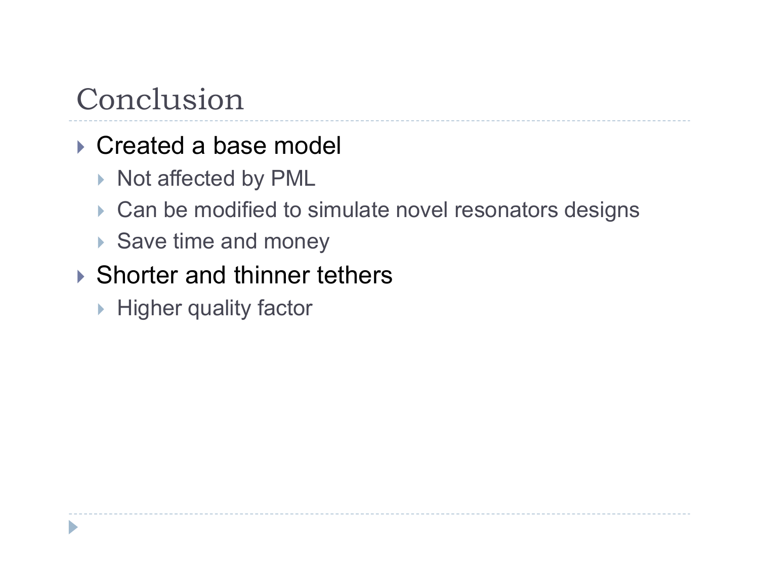# Conclusion

- Created a base model
  - Not affected by PML
  - Can be modified to simulate novel resonators designs
  - Save time and money
- Shorter and thinner tethers
  - Higher quality factor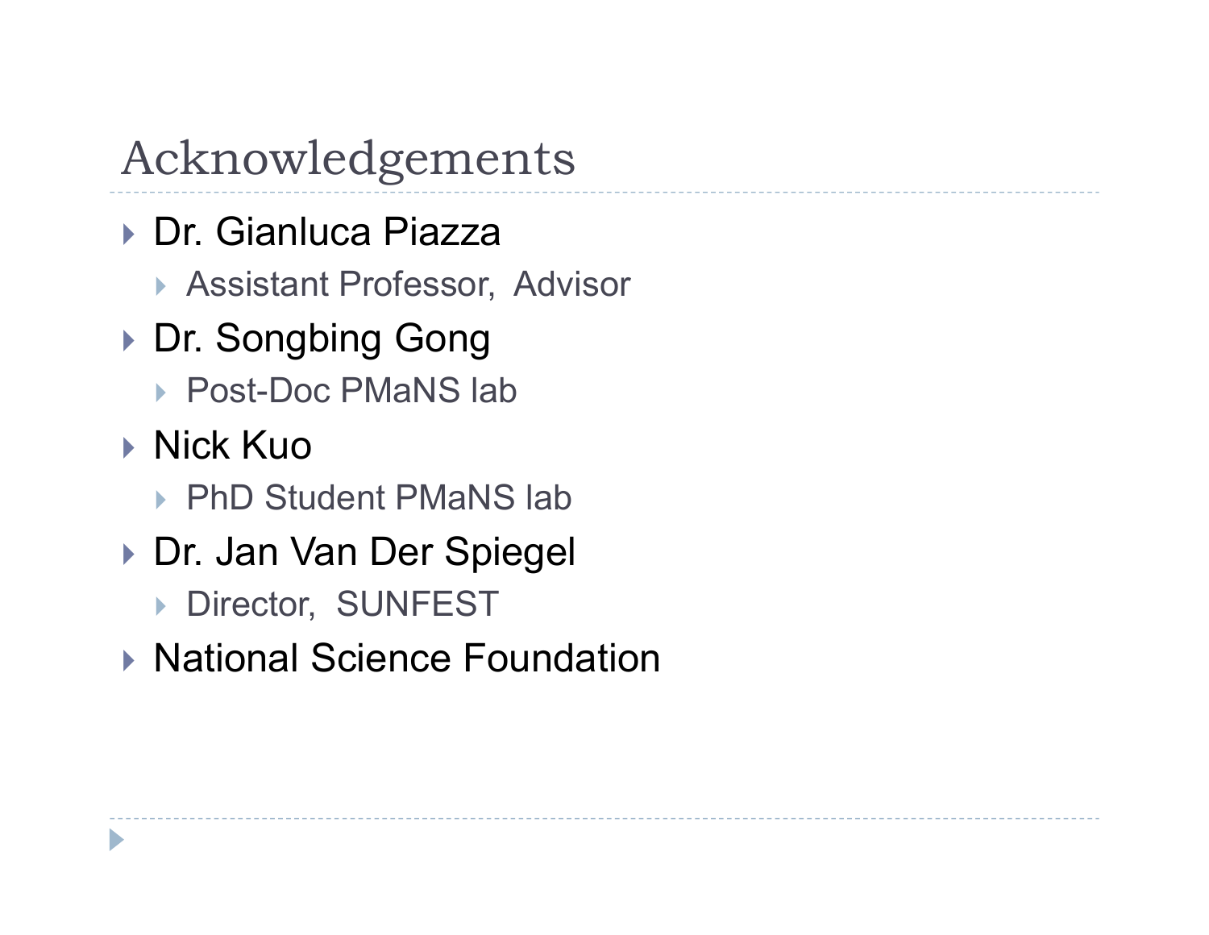# Acknowledgements

- Dr. Gianluca Piazza
  - Assistant Professor, Advisor
- Dr. Songbing Gong
  - Post-Doc PMaNS lab
- Nick Kuo
  - PhD Student PMaNS lab
- Dr. Jan Van Der Spiegel
  - Director, SUNFEST
- National Science Foundation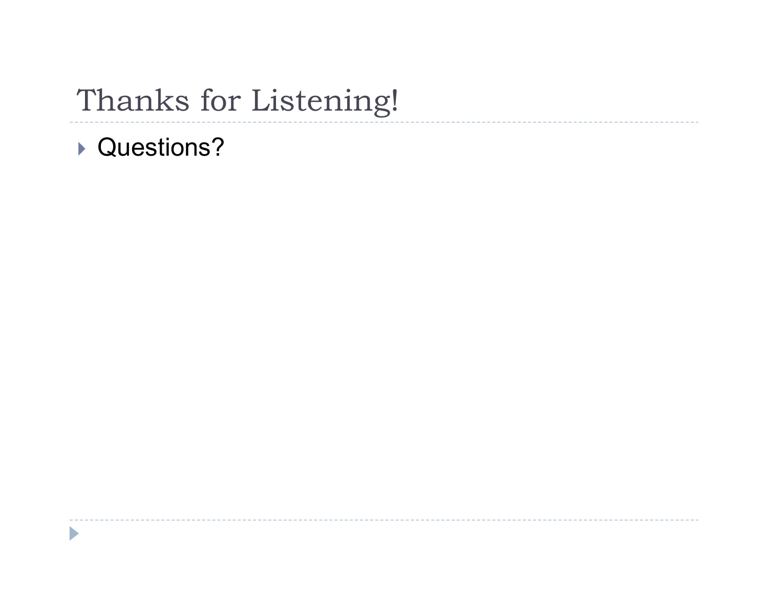# Thanks for Listening!

- Questions?